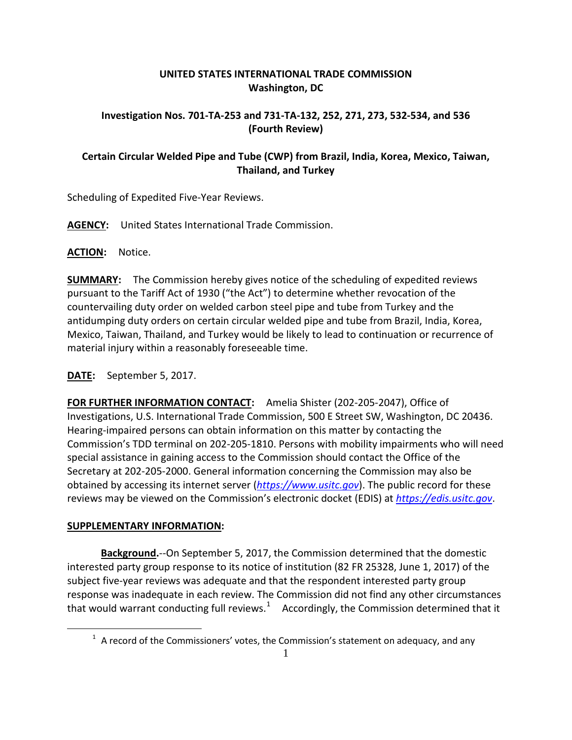**UNITED STATES INTERNATIONAL TRADE COMMISSION**
**Washington, DC**

**Investigation Nos. 701-TA-253 and 731-TA-132, 252, 271, 273, 532-534, and 536 (Fourth Review)**

**Certain Circular Welded Pipe and Tube (CWP) from Brazil, India, Korea, Mexico, Taiwan, Thailand, and Turkey**

Scheduling of Expedited Five-Year Reviews.

**AGENCY:** United States International Trade Commission.

**ACTION:** Notice.

**SUMMARY:** The Commission hereby gives notice of the scheduling of expedited reviews pursuant to the Tariff Act of 1930 ("the Act") to determine whether revocation of the countervailing duty order on welded carbon steel pipe and tube from Turkey and the antidumping duty orders on certain circular welded pipe and tube from Brazil, India, Korea, Mexico, Taiwan, Thailand, and Turkey would be likely to lead to continuation or recurrence of material injury within a reasonably foreseeable time.

**DATE:** September 5, 2017.

**FOR FURTHER INFORMATION CONTACT:** Amelia Shister (202-205-2047), Office of Investigations, U.S. International Trade Commission, 500 E Street SW, Washington, DC 20436. Hearing-impaired persons can obtain information on this matter by contacting the Commission's TDD terminal on 202-205-1810. Persons with mobility impairments who will need special assistance in gaining access to the Commission should contact the Office of the Secretary at 202-205-2000. General information concerning the Commission may also be obtained by accessing its internet server (*https://www.usitc.gov*). The public record for these reviews may be viewed on the Commission's electronic docket (EDIS) at *https://edis.usitc.gov*.

**SUPPLEMENTARY INFORMATION:**

**Background.**--On September 5, 2017, the Commission determined that the domestic interested party group response to its notice of institution (82 FR 25328, June 1, 2017) of the subject five-year reviews was adequate and that the respondent interested party group response was inadequate in each review. The Commission did not find any other circumstances that would warrant conducting full reviews.[1] Accordingly, the Commission determined that it

[1] A record of the Commissioners' votes, the Commission's statement on adequacy, and any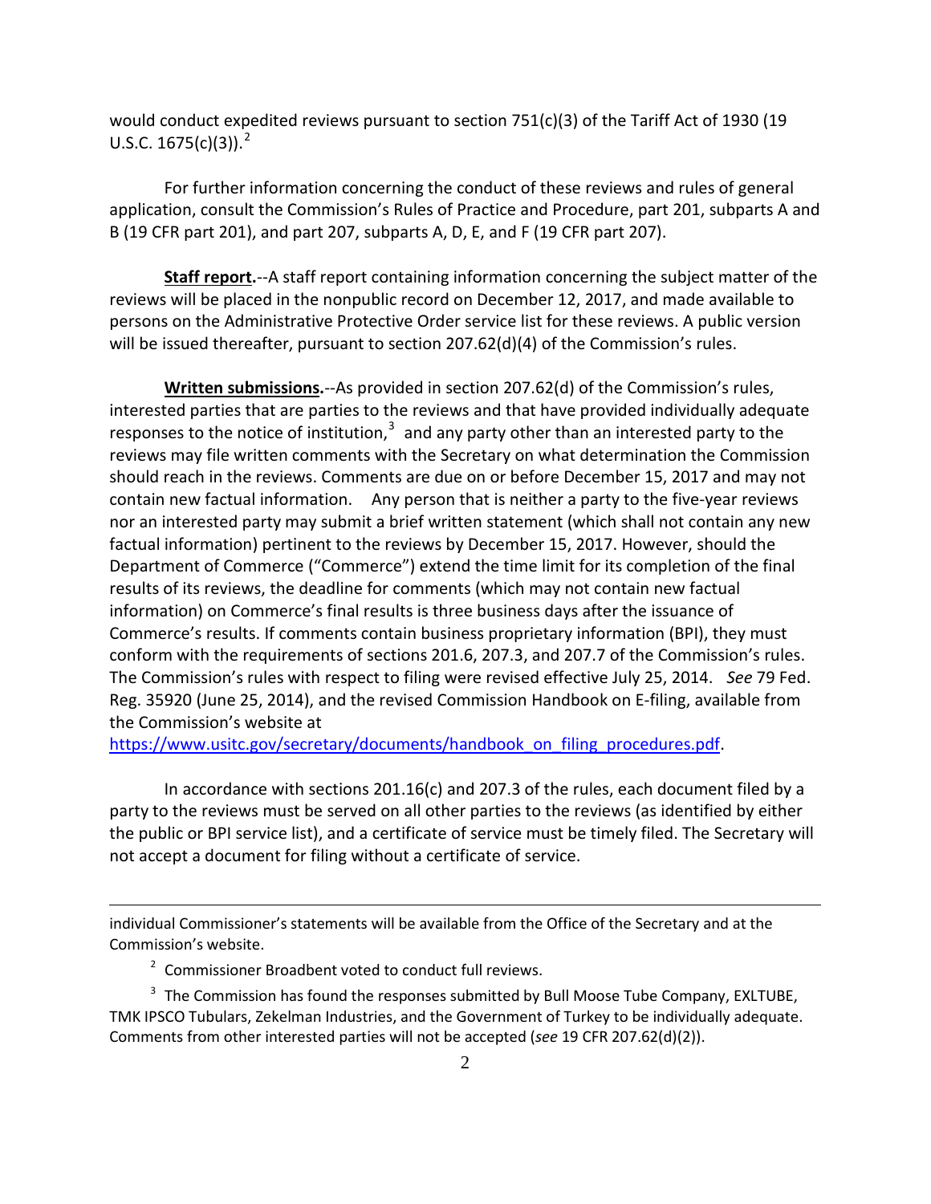would conduct expedited reviews pursuant to section 751(c)(3) of the Tariff Act of 1930 (19 U.S.C. 1675(c)(3)).[2]

For further information concerning the conduct of these reviews and rules of general application, consult the Commission's Rules of Practice and Procedure, part 201, subparts A and B (19 CFR part 201), and part 207, subparts A, D, E, and F (19 CFR part 207).

**Staff report.**--A staff report containing information concerning the subject matter of the reviews will be placed in the nonpublic record on December 12, 2017, and made available to persons on the Administrative Protective Order service list for these reviews. A public version will be issued thereafter, pursuant to section 207.62(d)(4) of the Commission's rules.

**Written submissions.**--As provided in section 207.62(d) of the Commission's rules, interested parties that are parties to the reviews and that have provided individually adequate responses to the notice of institution,[3] and any party other than an interested party to the reviews may file written comments with the Secretary on what determination the Commission should reach in the reviews. Comments are due on or before December 15, 2017 and may not contain new factual information. Any person that is neither a party to the five-year reviews nor an interested party may submit a brief written statement (which shall not contain any new factual information) pertinent to the reviews by December 15, 2017. However, should the Department of Commerce ("Commerce") extend the time limit for its completion of the final results of its reviews, the deadline for comments (which may not contain new factual information) on Commerce's final results is three business days after the issuance of Commerce's results. If comments contain business proprietary information (BPI), they must conform with the requirements of sections 201.6, 207.3, and 207.7 of the Commission's rules. The Commission's rules with respect to filing were revised effective July 25, 2014. *See* 79 Fed. Reg. 35920 (June 25, 2014), and the revised Commission Handbook on E-filing, available from the Commission's website at https://www.usitc.gov/secretary/documents/handbook_on_filing_procedures.pdf.

In accordance with sections 201.16(c) and 207.3 of the rules, each document filed by a party to the reviews must be served on all other parties to the reviews (as identified by either the public or BPI service list), and a certificate of service must be timely filed. The Secretary will not accept a document for filing without a certificate of service.

---

individual Commissioner's statements will be available from the Office of the Secretary and at the Commission's website.

[2] Commissioner Broadbent voted to conduct full reviews.

[3] The Commission has found the responses submitted by Bull Moose Tube Company, EXLTUBE, TMK IPSCO Tubulars, Zekelman Industries, and the Government of Turkey to be individually adequate. Comments from other interested parties will not be accepted (*see* 19 CFR 207.62(d)(2)).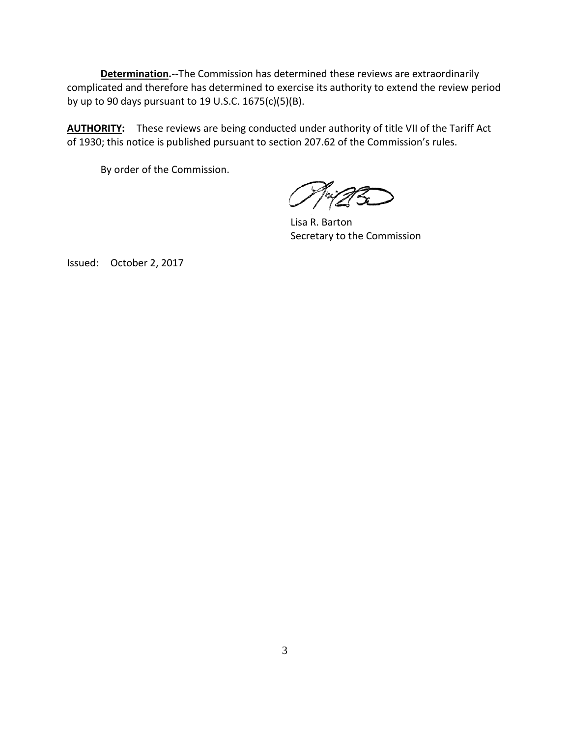**Determination.**--The Commission has determined these reviews are extraordinarily complicated and therefore has determined to exercise its authority to extend the review period by up to 90 days pursuant to 19 U.S.C. 1675(c)(5)(B).

**AUTHORITY:** These reviews are being conducted under authority of title VII of the Tariff Act of 1930; this notice is published pursuant to section 207.62 of the Commission's rules.

By order of the Commission.

Lisa R. Barton
Secretary to the Commission

Issued: October 2, 2017